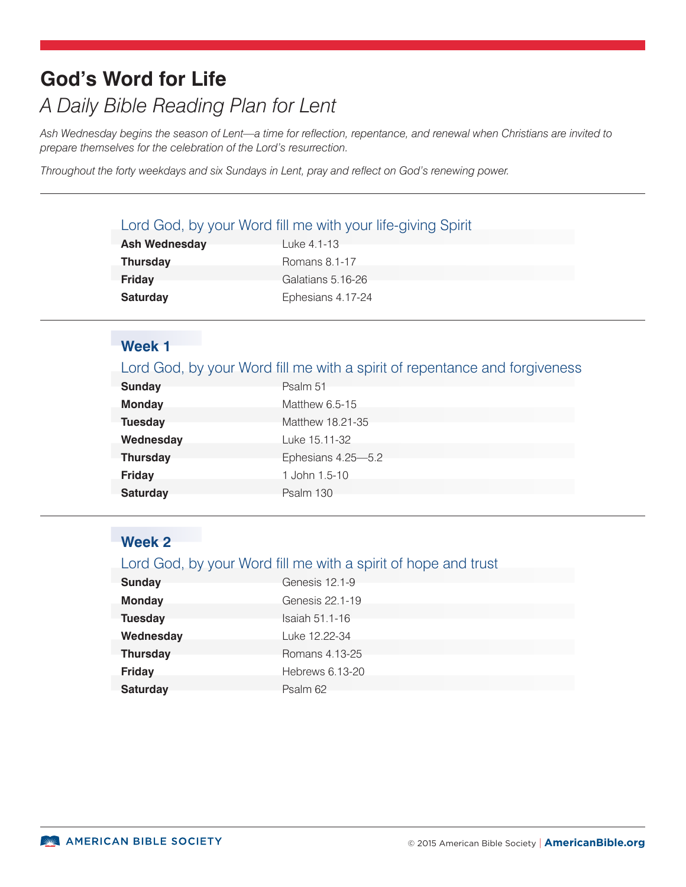# God's Word for Life

## *A Daily Bible Reading Plan for Lent*

*Ash Wednesday begins the season of Lent—a time for reflection, repentance, and renewal when Christians are invited to prepare themselves for the celebration of the Lord's resurrection.*

*Throughout the forty weekdays and six Sundays in Lent, pray and reflect on God's renewing power.*

---

### Lord God, by your Word fill me with your life-giving Spirit

| | |
|---|---|
| **Ash Wednesday** | Luke 4.1-13 |
| **Thursday** | Romans 8.1-17 |
| **Friday** | Galatians 5.16-26 |
| **Saturday** | Ephesians 4.17-24 |

---

## Week 1

### Lord God, by your Word fill me with a spirit of repentance and forgiveness

| | |
|---|---|
| **Sunday** | Psalm 51 |
| **Monday** | Matthew 6.5-15 |
| **Tuesday** | Matthew 18.21-35 |
| **Wednesday** | Luke 15.11-32 |
| **Thursday** | Ephesians 4.25—5.2 |
| **Friday** | 1 John 1.5-10 |
| **Saturday** | Psalm 130 |

---

## Week 2

### Lord God, by your Word fill me with a spirit of hope and trust

| | |
|---|---|
| **Sunday** | Genesis 12.1-9 |
| **Monday** | Genesis 22.1-19 |
| **Tuesday** | Isaiah 51.1-16 |
| **Wednesday** | Luke 12.22-34 |
| **Thursday** | Romans 4.13-25 |
| **Friday** | Hebrews 6.13-20 |
| **Saturday** | Psalm 62 |

AMERICAN BIBLE SOCIETY

© 2015 American Bible Society | **AmericanBible.org**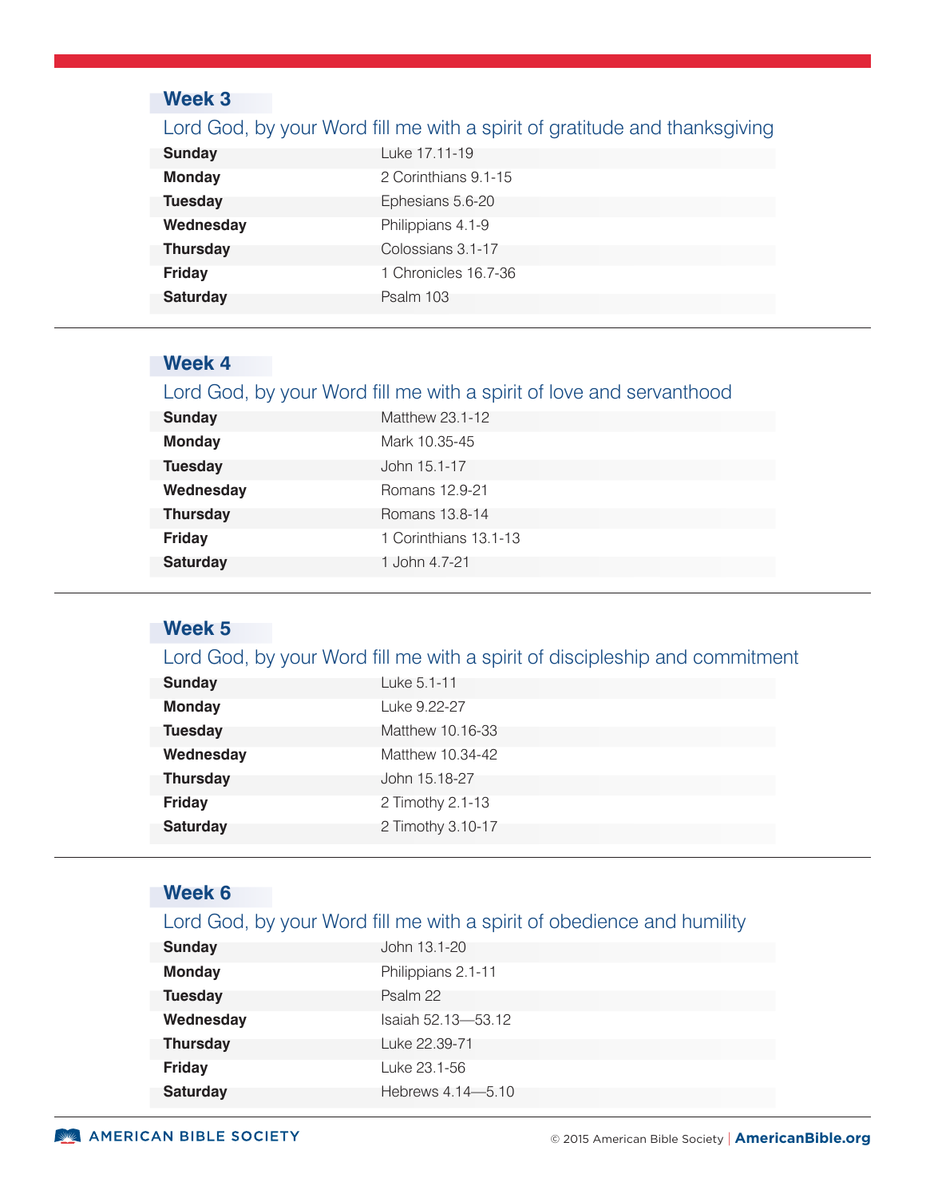## Week 3

Lord God, by your Word fill me with a spirit of gratitude and thanksgiving

| | |
|---|---|
| **Sunday** | Luke 17.11-19 |
| **Monday** | 2 Corinthians 9.1-15 |
| **Tuesday** | Ephesians 5.6-20 |
| **Wednesday** | Philippians 4.1-9 |
| **Thursday** | Colossians 3.1-17 |
| **Friday** | 1 Chronicles 16.7-36 |
| **Saturday** | Psalm 103 |

## Week 4

Lord God, by your Word fill me with a spirit of love and servanthood

| | |
|---|---|
| **Sunday** | Matthew 23.1-12 |
| **Monday** | Mark 10.35-45 |
| **Tuesday** | John 15.1-17 |
| **Wednesday** | Romans 12.9-21 |
| **Thursday** | Romans 13.8-14 |
| **Friday** | 1 Corinthians 13.1-13 |
| **Saturday** | 1 John 4.7-21 |

## Week 5

Lord God, by your Word fill me with a spirit of discipleship and commitment

| | |
|---|---|
| **Sunday** | Luke 5.1-11 |
| **Monday** | Luke 9.22-27 |
| **Tuesday** | Matthew 10.16-33 |
| **Wednesday** | Matthew 10.34-42 |
| **Thursday** | John 15.18-27 |
| **Friday** | 2 Timothy 2.1-13 |
| **Saturday** | 2 Timothy 3.10-17 |

## Week 6

Lord God, by your Word fill me with a spirit of obedience and humility

| | |
|---|---|
| **Sunday** | John 13.1-20 |
| **Monday** | Philippians 2.1-11 |
| **Tuesday** | Psalm 22 |
| **Wednesday** | Isaiah 52.13—53.12 |
| **Thursday** | Luke 22.39-71 |
| **Friday** | Luke 23.1-56 |
| **Saturday** | Hebrews 4.14—5.10 |

AMERICAN BIBLE SOCIETY

© 2015 American Bible Society | **AmericanBible.org**